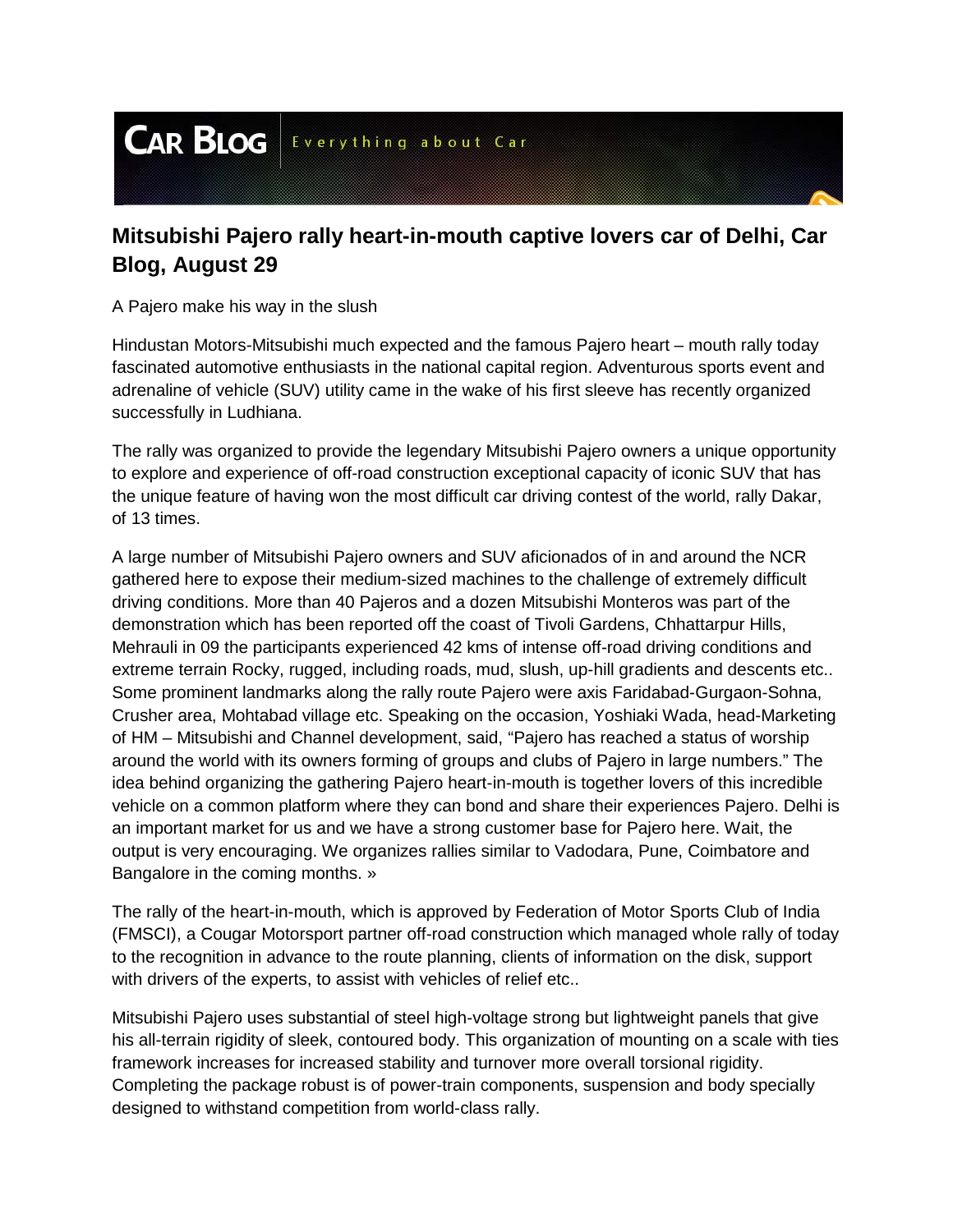CAR BLOG | Everything about Car

## Mitsubishi Pajero rally heart-in-mouth captive lovers car of Delhi, Car Blog, August 29

A Pajero make his way in the slush

Hindustan Motors-Mitsubishi much expected and the famous Pajero heart – mouth rally today fascinated automotive enthusiasts in the national capital region. Adventurous sports event and adrenaline of vehicle (SUV) utility came in the wake of his first sleeve has recently organized successfully in Ludhiana.

The rally was organized to provide the legendary Mitsubishi Pajero owners a unique opportunity to explore and experience of off-road construction exceptional capacity of iconic SUV that has the unique feature of having won the most difficult car driving contest of the world, rally Dakar, of 13 times.

A large number of Mitsubishi Pajero owners and SUV aficionados of in and around the NCR gathered here to expose their medium-sized machines to the challenge of extremely difficult driving conditions. More than 40 Pajeros and a dozen Mitsubishi Monteros was part of the demonstration which has been reported off the coast of Tivoli Gardens, Chhattarpur Hills, Mehrauli in 09 the participants experienced 42 kms of intense off-road driving conditions and extreme terrain Rocky, rugged, including roads, mud, slush, up-hill gradients and descents etc.. Some prominent landmarks along the rally route Pajero were axis Faridabad-Gurgaon-Sohna, Crusher area, Mohtabad village etc. Speaking on the occasion, Yoshiaki Wada, head-Marketing of HM – Mitsubishi and Channel development, said, "Pajero has reached a status of worship around the world with its owners forming of groups and clubs of Pajero in large numbers." The idea behind organizing the gathering Pajero heart-in-mouth is together lovers of this incredible vehicle on a common platform where they can bond and share their experiences Pajero. Delhi is an important market for us and we have a strong customer base for Pajero here. Wait, the output is very encouraging. We organizes rallies similar to Vadodara, Pune, Coimbatore and Bangalore in the coming months. »

The rally of the heart-in-mouth, which is approved by Federation of Motor Sports Club of India (FMSCI), a Cougar Motorsport partner off-road construction which managed whole rally of today to the recognition in advance to the route planning, clients of information on the disk, support with drivers of the experts, to assist with vehicles of relief etc..

Mitsubishi Pajero uses substantial of steel high-voltage strong but lightweight panels that give his all-terrain rigidity of sleek, contoured body. This organization of mounting on a scale with ties framework increases for increased stability and turnover more overall torsional rigidity. Completing the package robust is of power-train components, suspension and body specially designed to withstand competition from world-class rally.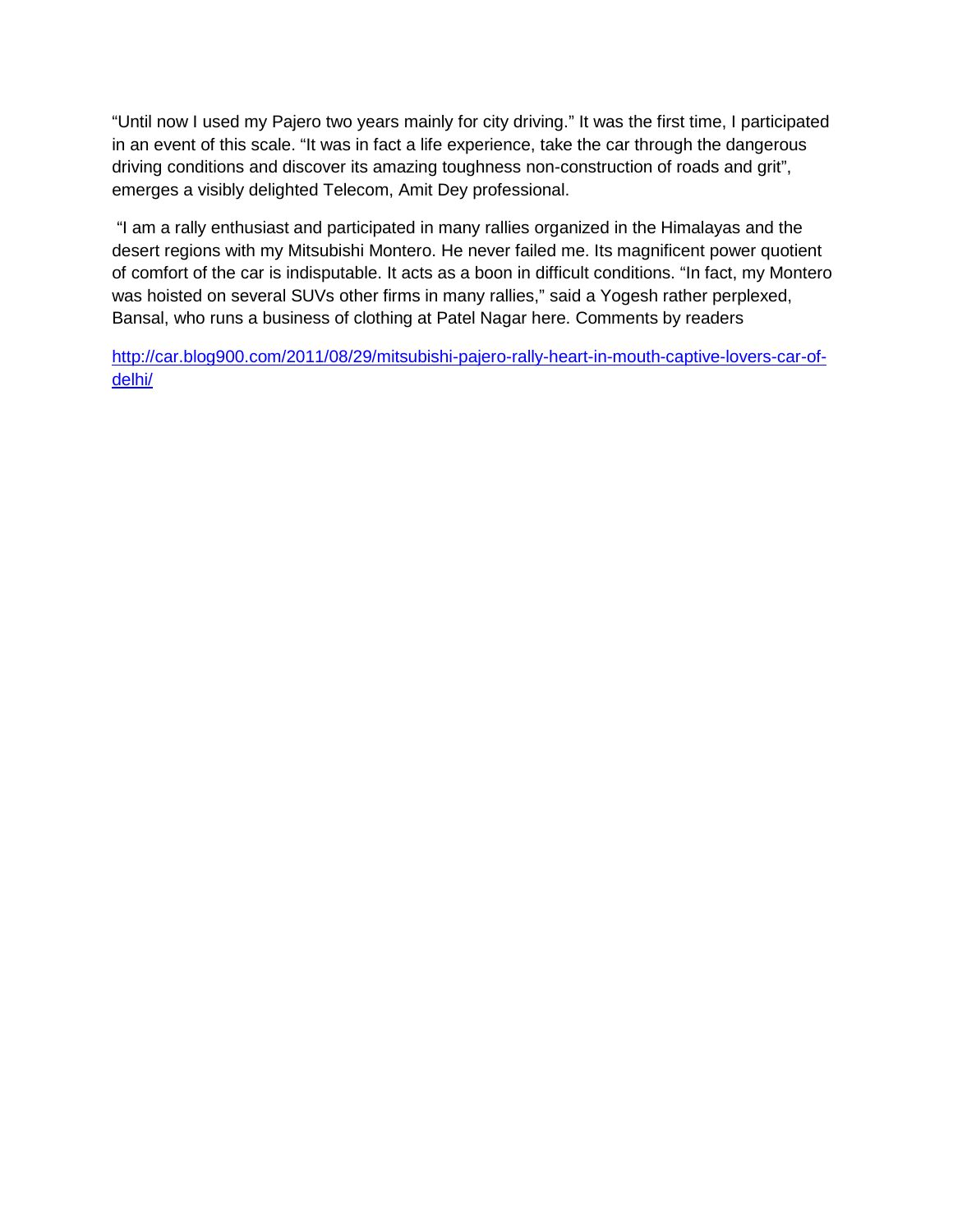"Until now I used my Pajero two years mainly for city driving." It was the first time, I participated in an event of this scale. "It was in fact a life experience, take the car through the dangerous driving conditions and discover its amazing toughness non-construction of roads and grit", emerges a visibly delighted Telecom, Amit Dey professional.

"I am a rally enthusiast and participated in many rallies organized in the Himalayas and the desert regions with my Mitsubishi Montero. He never failed me. Its magnificent power quotient of comfort of the car is indisputable. It acts as a boon in difficult conditions. "In fact, my Montero was hoisted on several SUVs other firms in many rallies," said a Yogesh rather perplexed, Bansal, who runs a business of clothing at Patel Nagar here. Comments by readers

http://car.blog900.com/2011/08/29/mitsubishi-pajero-rally-heart-in-mouth-captive-lovers-car-of-delhi/